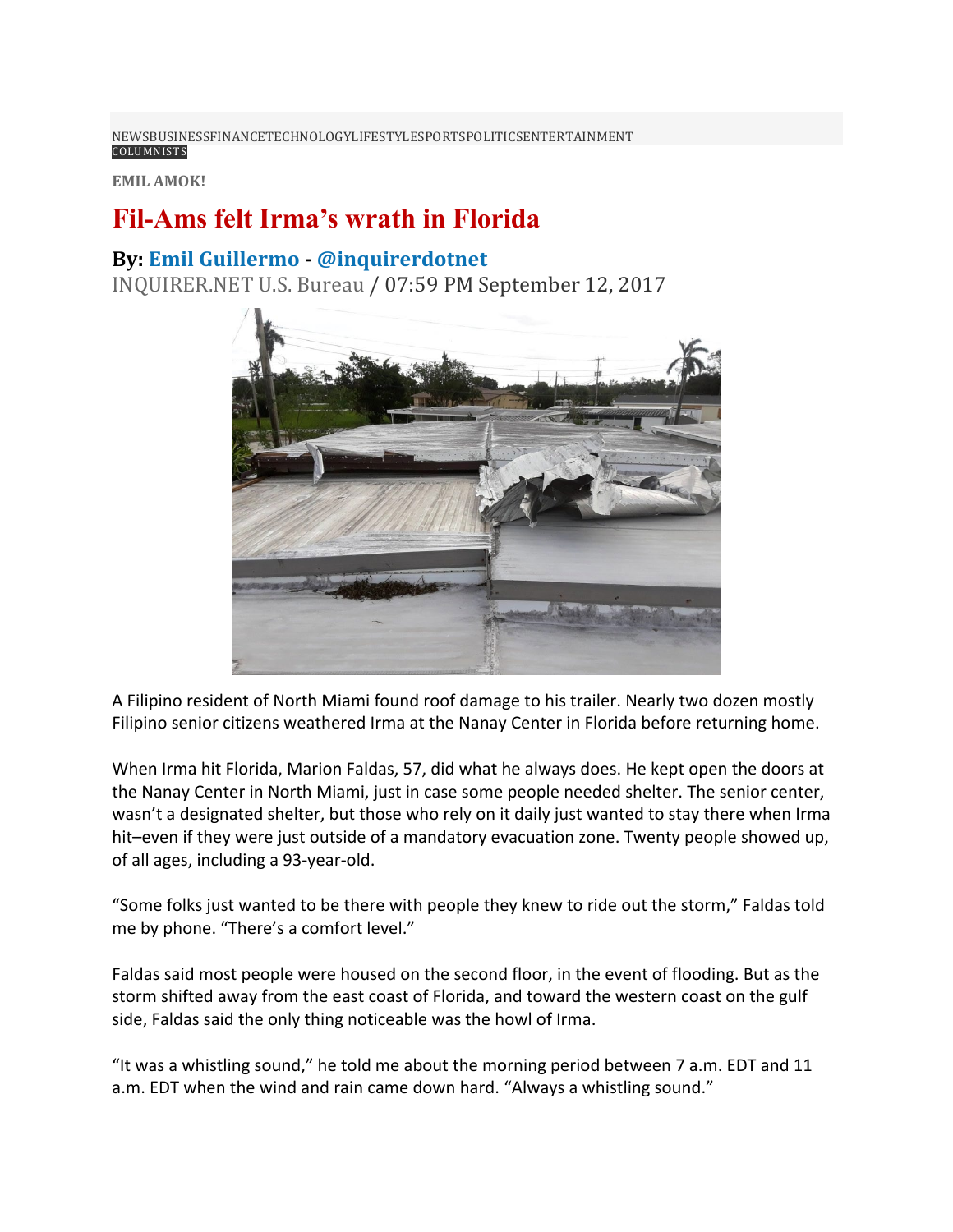NEWSBUSINESSFINANCETECHNOLOGYLIFESTYLESPORTSPOLITICSENTERTAINMENT
COLUMNISTS

**EMIL AMOK!**

# Fil-Ams felt Irma's wrath in Florida

**By: Emil Guillermo - @inquirerdotnet**

INQUIRER.NET U.S. Bureau / 07:59 PM September 12, 2017

A Filipino resident of North Miami found roof damage to his trailer. Nearly two dozen mostly Filipino senior citizens weathered Irma at the Nanay Center in Florida before returning home.

When Irma hit Florida, Marion Faldas, 57, did what he always does. He kept open the doors at the Nanay Center in North Miami, just in case some people needed shelter. The senior center, wasn't a designated shelter, but those who rely on it daily just wanted to stay there when Irma hit–even if they were just outside of a mandatory evacuation zone. Twenty people showed up, of all ages, including a 93-year-old.

"Some folks just wanted to be there with people they knew to ride out the storm," Faldas told me by phone. "There's a comfort level."

Faldas said most people were housed on the second floor, in the event of flooding. But as the storm shifted away from the east coast of Florida, and toward the western coast on the gulf side, Faldas said the only thing noticeable was the howl of Irma.

"It was a whistling sound," he told me about the morning period between 7 a.m. EDT and 11 a.m. EDT when the wind and rain came down hard. "Always a whistling sound."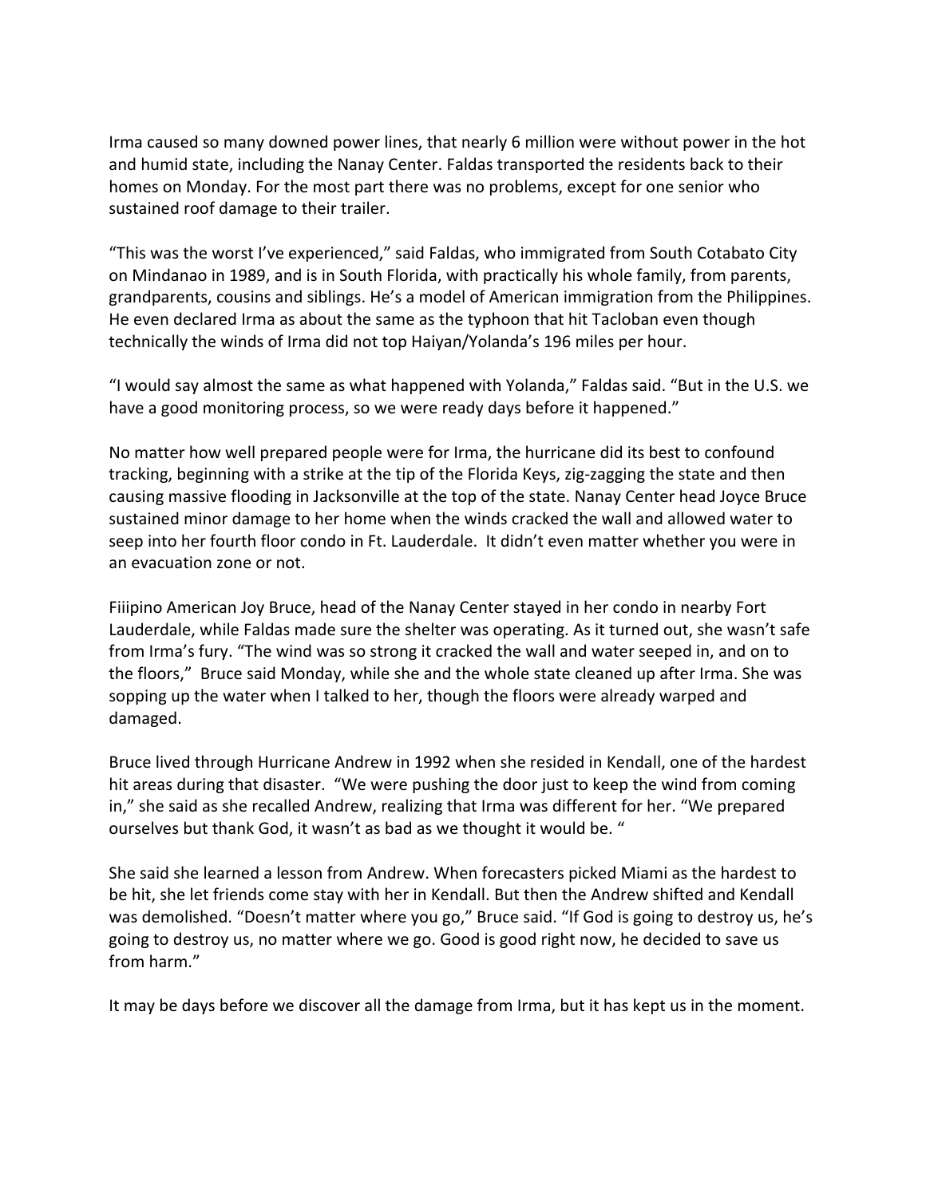Irma caused so many downed power lines, that nearly 6 million were without power in the hot and humid state, including the Nanay Center. Faldas transported the residents back to their homes on Monday. For the most part there was no problems, except for one senior who sustained roof damage to their trailer.

“This was the worst I’ve experienced,” said Faldas, who immigrated from South Cotabato City on Mindanao in 1989, and is in South Florida, with practically his whole family, from parents, grandparents, cousins and siblings. He’s a model of American immigration from the Philippines. He even declared Irma as about the same as the typhoon that hit Tacloban even though technically the winds of Irma did not top Haiyan/Yolanda’s 196 miles per hour.

“I would say almost the same as what happened with Yolanda,” Faldas said. “But in the U.S. we have a good monitoring process, so we were ready days before it happened.”

No matter how well prepared people were for Irma, the hurricane did its best to confound tracking, beginning with a strike at the tip of the Florida Keys, zig-zagging the state and then causing massive flooding in Jacksonville at the top of the state. Nanay Center head Joyce Bruce sustained minor damage to her home when the winds cracked the wall and allowed water to seep into her fourth floor condo in Ft. Lauderdale. It didn’t even matter whether you were in an evacuation zone or not.

Fiiipino American Joy Bruce, head of the Nanay Center stayed in her condo in nearby Fort Lauderdale, while Faldas made sure the shelter was operating. As it turned out, she wasn’t safe from Irma’s fury. “The wind was so strong it cracked the wall and water seeped in, and on to the floors,” Bruce said Monday, while she and the whole state cleaned up after Irma. She was sopping up the water when I talked to her, though the floors were already warped and damaged.

Bruce lived through Hurricane Andrew in 1992 when she resided in Kendall, one of the hardest hit areas during that disaster. “We were pushing the door just to keep the wind from coming in,” she said as she recalled Andrew, realizing that Irma was different for her. “We prepared ourselves but thank God, it wasn’t as bad as we thought it would be. “

She said she learned a lesson from Andrew. When forecasters picked Miami as the hardest to be hit, she let friends come stay with her in Kendall. But then the Andrew shifted and Kendall was demolished. “Doesn’t matter where you go,” Bruce said. “If God is going to destroy us, he’s going to destroy us, no matter where we go. Good is good right now, he decided to save us from harm.”

It may be days before we discover all the damage from Irma, but it has kept us in the moment.